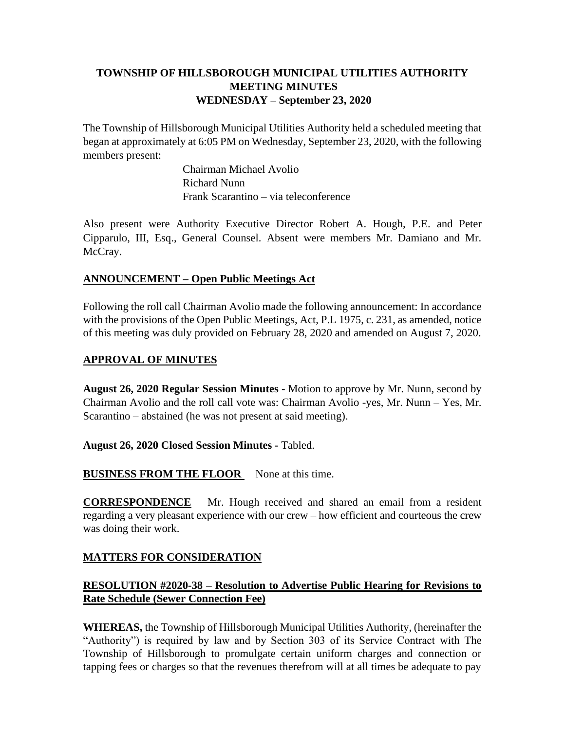# TOWNSHIP OF HILLSBOROUGH MUNICIPAL UTILITIES AUTHORITY MEETING MINUTES WEDNESDAY – September 23, 2020

The Township of Hillsborough Municipal Utilities Authority held a scheduled meeting that began at approximately at 6:05 PM on Wednesday, September 23, 2020, with the following members present:

Chairman Michael Avolio
Richard Nunn
Frank Scarantino – via teleconference

Also present were Authority Executive Director Robert A. Hough, P.E. and Peter Cipparulo, III, Esq., General Counsel. Absent were members Mr. Damiano and Mr. McCray.

## ANNOUNCEMENT – Open Public Meetings Act

Following the roll call Chairman Avolio made the following announcement: In accordance with the provisions of the Open Public Meetings, Act, P.L 1975, c. 231, as amended, notice of this meeting was duly provided on February 28, 2020 and amended on August 7, 2020.

## APPROVAL OF MINUTES

**August 26, 2020 Regular Session Minutes -** Motion to approve by Mr. Nunn, second by Chairman Avolio and the roll call vote was: Chairman Avolio -yes, Mr. Nunn – Yes, Mr. Scarantino – abstained (he was not present at said meeting).

**August 26, 2020 Closed Session Minutes -** Tabled.

**BUSINESS FROM THE FLOOR** None at this time.

**CORRESPONDENCE** Mr. Hough received and shared an email from a resident regarding a very pleasant experience with our crew – how efficient and courteous the crew was doing their work.

## MATTERS FOR CONSIDERATION

### RESOLUTION #2020-38 – Resolution to Advertise Public Hearing for Revisions to Rate Schedule (Sewer Connection Fee)

**WHEREAS,** the Township of Hillsborough Municipal Utilities Authority, (hereinafter the "Authority") is required by law and by Section 303 of its Service Contract with The Township of Hillsborough to promulgate certain uniform charges and connection or tapping fees or charges so that the revenues therefrom will at all times be adequate to pay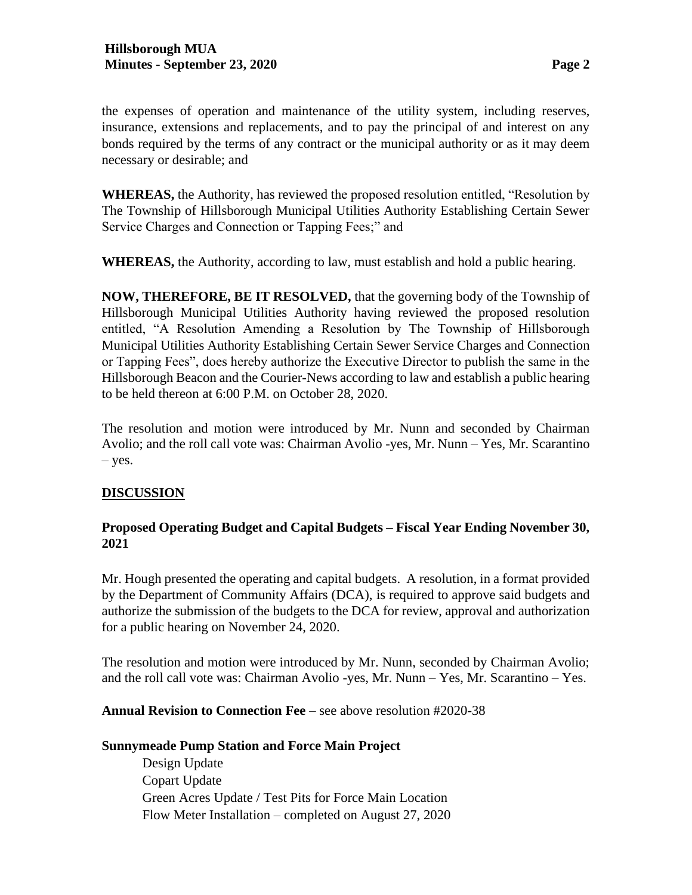the expenses of operation and maintenance of the utility system, including reserves, insurance, extensions and replacements, and to pay the principal of and interest on any bonds required by the terms of any contract or the municipal authority or as it may deem necessary or desirable; and

**WHEREAS,** the Authority, has reviewed the proposed resolution entitled, "Resolution by The Township of Hillsborough Municipal Utilities Authority Establishing Certain Sewer Service Charges and Connection or Tapping Fees;" and

**WHEREAS,** the Authority, according to law, must establish and hold a public hearing.

**NOW, THEREFORE, BE IT RESOLVED,** that the governing body of the Township of Hillsborough Municipal Utilities Authority having reviewed the proposed resolution entitled, "A Resolution Amending a Resolution by The Township of Hillsborough Municipal Utilities Authority Establishing Certain Sewer Service Charges and Connection or Tapping Fees", does hereby authorize the Executive Director to publish the same in the Hillsborough Beacon and the Courier-News according to law and establish a public hearing to be held thereon at 6:00 P.M. on October 28, 2020.

The resolution and motion were introduced by Mr. Nunn and seconded by Chairman Avolio; and the roll call vote was: Chairman Avolio -yes, Mr. Nunn – Yes, Mr. Scarantino – yes.

## DISCUSSION

### Proposed Operating Budget and Capital Budgets – Fiscal Year Ending November 30, 2021

Mr. Hough presented the operating and capital budgets. A resolution, in a format provided by the Department of Community Affairs (DCA), is required to approve said budgets and authorize the submission of the budgets to the DCA for review, approval and authorization for a public hearing on November 24, 2020.

The resolution and motion were introduced by Mr. Nunn, seconded by Chairman Avolio; and the roll call vote was: Chairman Avolio -yes, Mr. Nunn – Yes, Mr. Scarantino – Yes.

**Annual Revision to Connection Fee** – see above resolution #2020-38

**Sunnymeade Pump Station and Force Main Project**

Design Update
Copart Update
Green Acres Update / Test Pits for Force Main Location
Flow Meter Installation – completed on August 27, 2020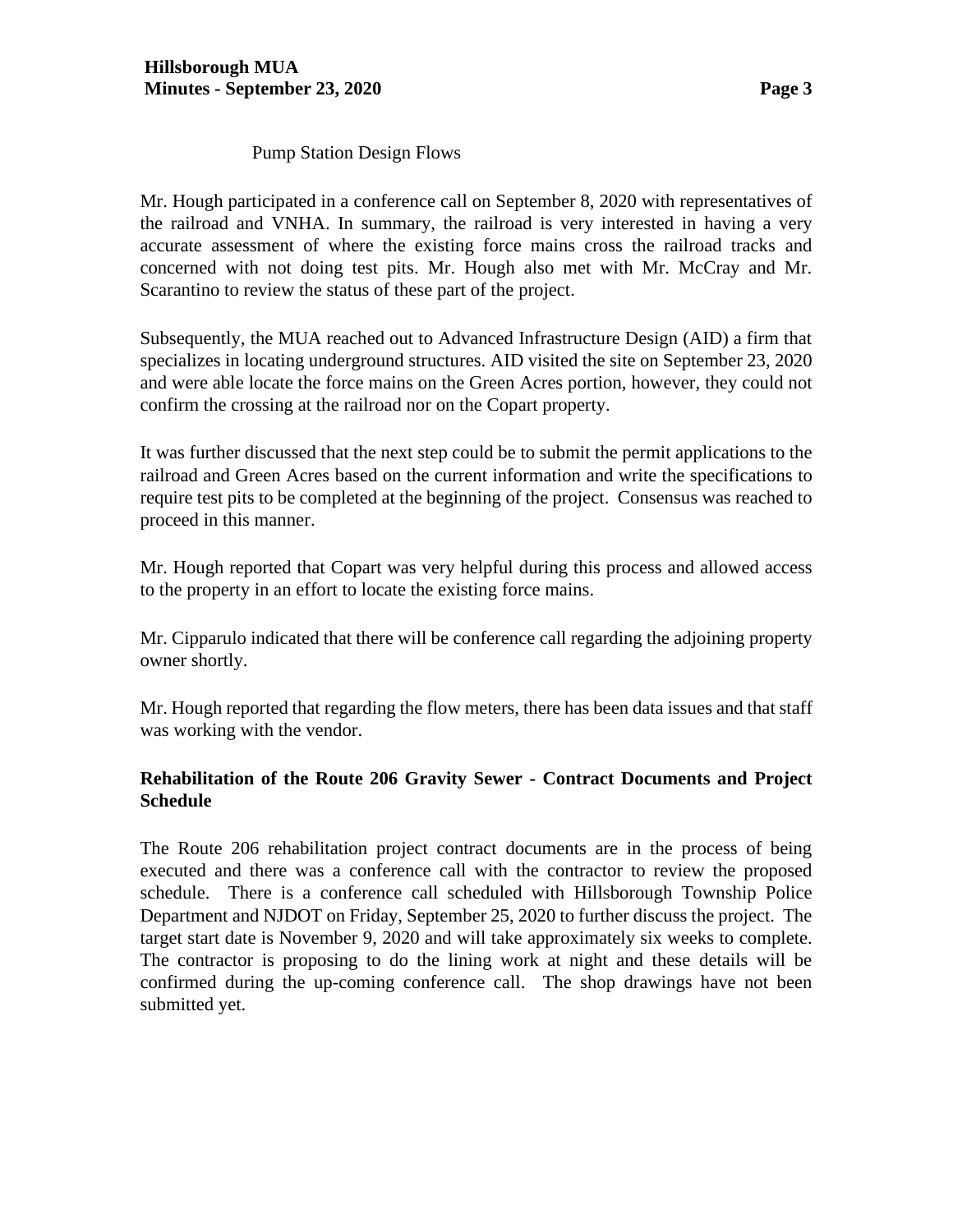Pump Station Design Flows

Mr. Hough participated in a conference call on September 8, 2020 with representatives of the railroad and VNHA. In summary, the railroad is very interested in having a very accurate assessment of where the existing force mains cross the railroad tracks and concerned with not doing test pits. Mr. Hough also met with Mr. McCray and Mr. Scarantino to review the status of these part of the project.

Subsequently, the MUA reached out to Advanced Infrastructure Design (AID) a firm that specializes in locating underground structures. AID visited the site on September 23, 2020 and were able locate the force mains on the Green Acres portion, however, they could not confirm the crossing at the railroad nor on the Copart property.

It was further discussed that the next step could be to submit the permit applications to the railroad and Green Acres based on the current information and write the specifications to require test pits to be completed at the beginning of the project. Consensus was reached to proceed in this manner.

Mr. Hough reported that Copart was very helpful during this process and allowed access to the property in an effort to locate the existing force mains.

Mr. Cipparulo indicated that there will be conference call regarding the adjoining property owner shortly.

Mr. Hough reported that regarding the flow meters, there has been data issues and that staff was working with the vendor.

**Rehabilitation of the Route 206 Gravity Sewer - Contract Documents and Project Schedule**

The Route 206 rehabilitation project contract documents are in the process of being executed and there was a conference call with the contractor to review the proposed schedule. There is a conference call scheduled with Hillsborough Township Police Department and NJDOT on Friday, September 25, 2020 to further discuss the project. The target start date is November 9, 2020 and will take approximately six weeks to complete. The contractor is proposing to do the lining work at night and these details will be confirmed during the up-coming conference call. The shop drawings have not been submitted yet.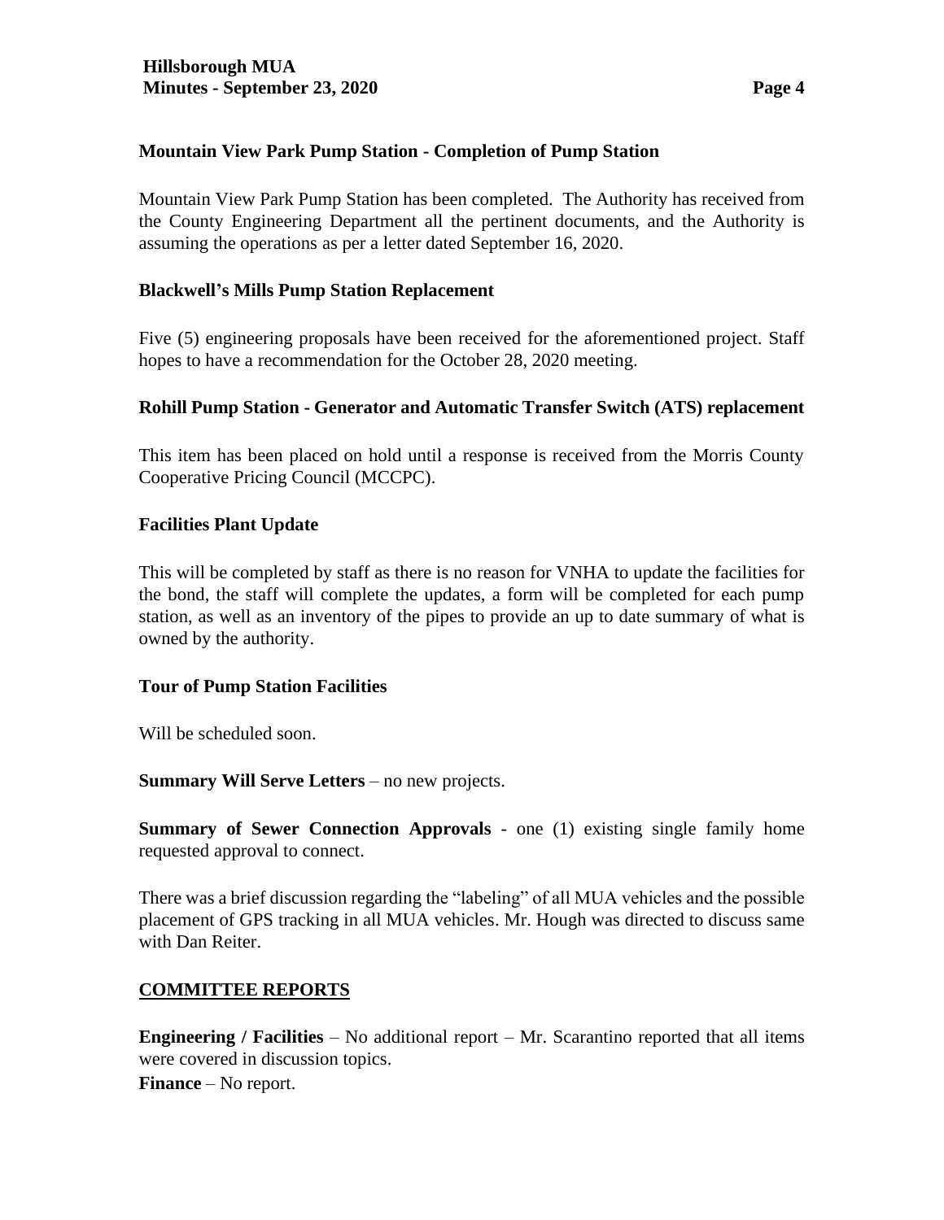### Mountain View Park Pump Station - Completion of Pump Station

Mountain View Park Pump Station has been completed. The Authority has received from the County Engineering Department all the pertinent documents, and the Authority is assuming the operations as per a letter dated September 16, 2020.

### Blackwell's Mills Pump Station Replacement

Five (5) engineering proposals have been received for the aforementioned project. Staff hopes to have a recommendation for the October 28, 2020 meeting.

### Rohill Pump Station - Generator and Automatic Transfer Switch (ATS) replacement

This item has been placed on hold until a response is received from the Morris County Cooperative Pricing Council (MCCPC).

### Facilities Plant Update

This will be completed by staff as there is no reason for VNHA to update the facilities for the bond, the staff will complete the updates, a form will be completed for each pump station, as well as an inventory of the pipes to provide an up to date summary of what is owned by the authority.

### Tour of Pump Station Facilities

Will be scheduled soon.

**Summary Will Serve Letters** – no new projects.

**Summary of Sewer Connection Approvals** - one (1) existing single family home requested approval to connect.

There was a brief discussion regarding the "labeling" of all MUA vehicles and the possible placement of GPS tracking in all MUA vehicles. Mr. Hough was directed to discuss same with Dan Reiter.

## COMMITTEE REPORTS

**Engineering / Facilities** – No additional report – Mr. Scarantino reported that all items were covered in discussion topics.

**Finance** – No report.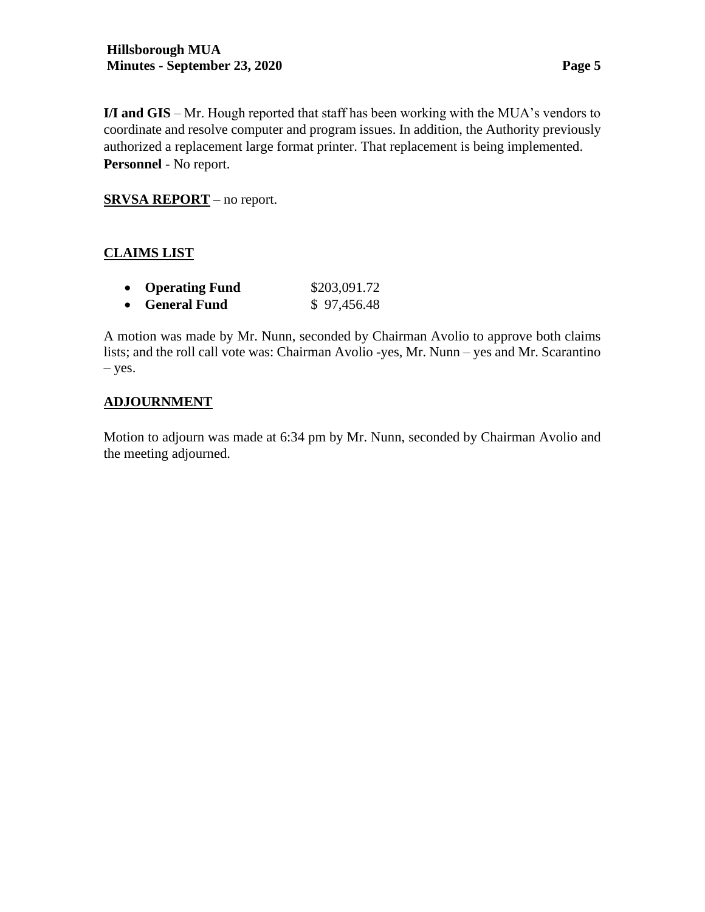**I/I and GIS** – Mr. Hough reported that staff has been working with the MUA's vendors to coordinate and resolve computer and program issues. In addition, the Authority previously authorized a replacement large format printer. That replacement is being implemented.
**Personnel** - No report.

**SRVSA REPORT** – no report.

## CLAIMS LIST

- **Operating Fund** $203,091.72
- **General Fund** $ 97,456.48

A motion was made by Mr. Nunn, seconded by Chairman Avolio to approve both claims lists; and the roll call vote was: Chairman Avolio -yes, Mr. Nunn – yes and Mr. Scarantino – yes.

## ADJOURNMENT

Motion to adjourn was made at 6:34 pm by Mr. Nunn, seconded by Chairman Avolio and the meeting adjourned.